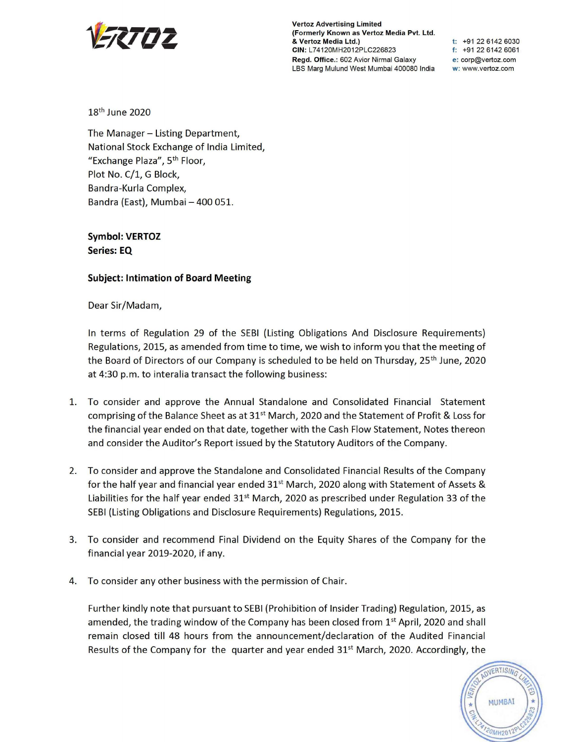Vertoz Advertising Limited
(Formerly Known as Vertoz Media Pvt. Ltd. & Vertoz Media Ltd.)
CIN: L74120MH2012PLC226823
Regd. Office.: 602 Avior Nirmal Galaxy LBS Marg Mulund West Mumbai 400080 India

t: +91 22 6142 6030
f: +91 22 6142 6061
e: corp@vertoz.com
w: www.vertoz.com

18th June 2020

The Manager – Listing Department,
National Stock Exchange of India Limited,
"Exchange Plaza", 5th Floor,
Plot No. C/1, G Block,
Bandra-Kurla Complex,
Bandra (East), Mumbai – 400 051.

**Symbol: VERTOZ**
**Series: EQ**

**Subject: Intimation of Board Meeting**

Dear Sir/Madam,

In terms of Regulation 29 of the SEBI (Listing Obligations And Disclosure Requirements) Regulations, 2015, as amended from time to time, we wish to inform you that the meeting of the Board of Directors of our Company is scheduled to be held on Thursday, 25th June, 2020 at 4:30 p.m. to interalia transact the following business:

1. To consider and approve the Annual Standalone and Consolidated Financial Statement comprising of the Balance Sheet as at 31st March, 2020 and the Statement of Profit & Loss for the financial year ended on that date, together with the Cash Flow Statement, Notes thereon and consider the Auditor's Report issued by the Statutory Auditors of the Company.

2. To consider and approve the Standalone and Consolidated Financial Results of the Company for the half year and financial year ended 31st March, 2020 along with Statement of Assets & Liabilities for the half year ended 31st March, 2020 as prescribed under Regulation 33 of the SEBI (Listing Obligations and Disclosure Requirements) Regulations, 2015.

3. To consider and recommend Final Dividend on the Equity Shares of the Company for the financial year 2019-2020, if any.

4. To consider any other business with the permission of Chair.

Further kindly note that pursuant to SEBI (Prohibition of Insider Trading) Regulation, 2015, as amended, the trading window of the Company has been closed from 1st April, 2020 and shall remain closed till 48 hours from the announcement/declaration of the Audited Financial Results of the Company for the quarter and year ended 31st March, 2020. Accordingly, the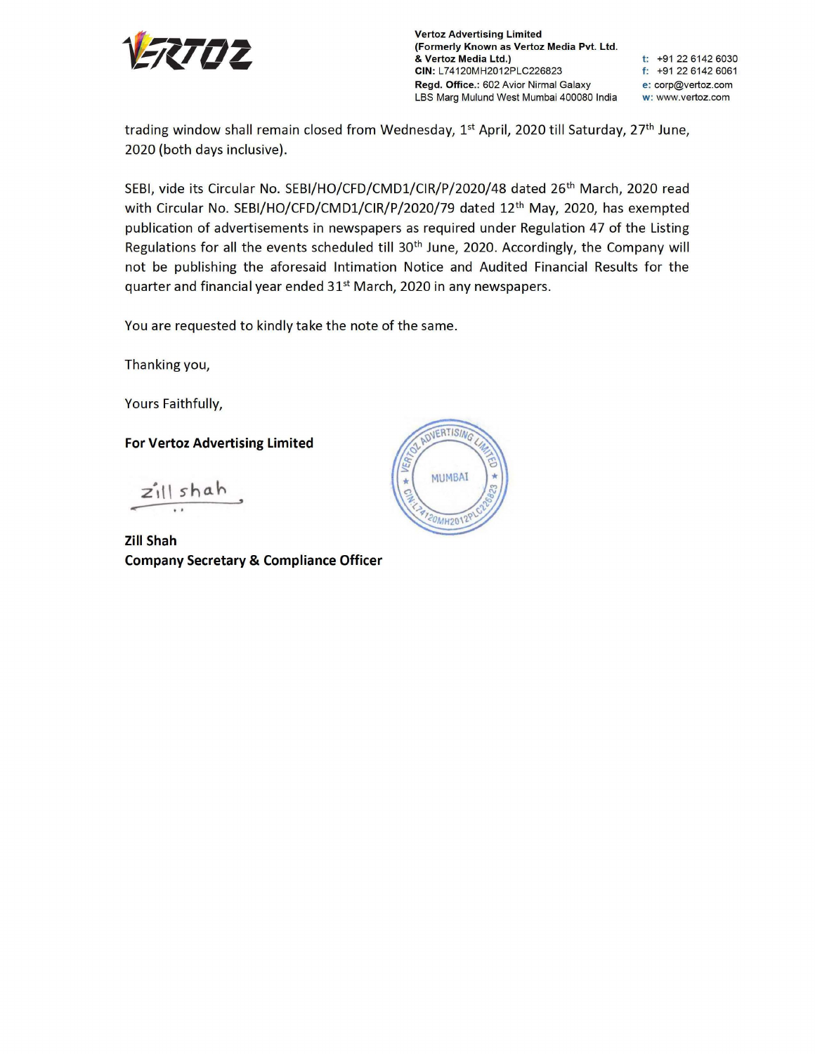trading window shall remain closed from Wednesday, 1st April, 2020 till Saturday, 27th June, 2020 (both days inclusive).

SEBI, vide its Circular No. SEBI/HO/CFD/CMD1/CIR/P/2020/48 dated 26th March, 2020 read with Circular No. SEBI/HO/CFD/CMD1/CIR/P/2020/79 dated 12th May, 2020, has exempted publication of advertisements in newspapers as required under Regulation 47 of the Listing Regulations for all the events scheduled till 30th June, 2020. Accordingly, the Company will not be publishing the aforesaid Intimation Notice and Audited Financial Results for the quarter and financial year ended 31st March, 2020 in any newspapers.

You are requested to kindly take the note of the same.

Thanking you,

Yours Faithfully,

**For Vertoz Advertising Limited**

zill shah

**Zill Shah**
**Company Secretary & Compliance Officer**